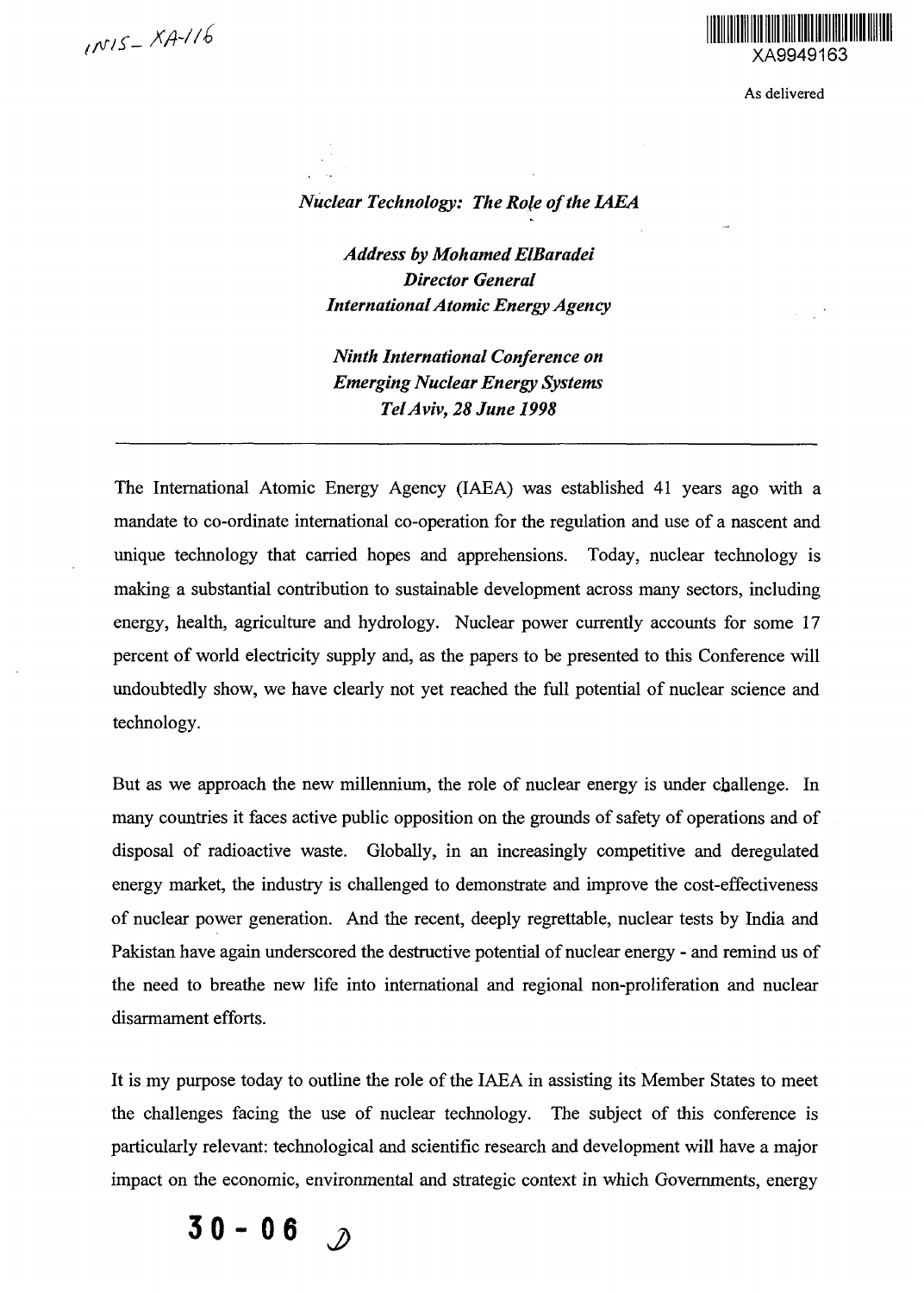INIS-XA-116

XA9949163

As delivered

*Nuclear Technology: The Role of the IAEA*

*Address by Mohamed ElBaradei*
*Director General*
*International Atomic Energy Agency*

*Ninth International Conference on*
*Emerging Nuclear Energy Systems*
*Tel Aviv, 28 June 1998*

---

The International Atomic Energy Agency (IAEA) was established 41 years ago with a mandate to co-ordinate international co-operation for the regulation and use of a nascent and unique technology that carried hopes and apprehensions. Today, nuclear technology is making a substantial contribution to sustainable development across many sectors, including energy, health, agriculture and hydrology. Nuclear power currently accounts for some 17 percent of world electricity supply and, as the papers to be presented to this Conference will undoubtedly show, we have clearly not yet reached the full potential of nuclear science and technology.

But as we approach the new millennium, the role of nuclear energy is under challenge. In many countries it faces active public opposition on the grounds of safety of operations and of disposal of radioactive waste. Globally, in an increasingly competitive and deregulated energy market, the industry is challenged to demonstrate and improve the cost-effectiveness of nuclear power generation. And the recent, deeply regrettable, nuclear tests by India and Pakistan have again underscored the destructive potential of nuclear energy - and remind us of the need to breathe new life into international and regional non-proliferation and nuclear disarmament efforts.

It is my purpose today to outline the role of the IAEA in assisting its Member States to meet the challenges facing the use of nuclear technology. The subject of this conference is particularly relevant: technological and scientific research and development will have a major impact on the economic, environmental and strategic context in which Governments, energy

30 - 06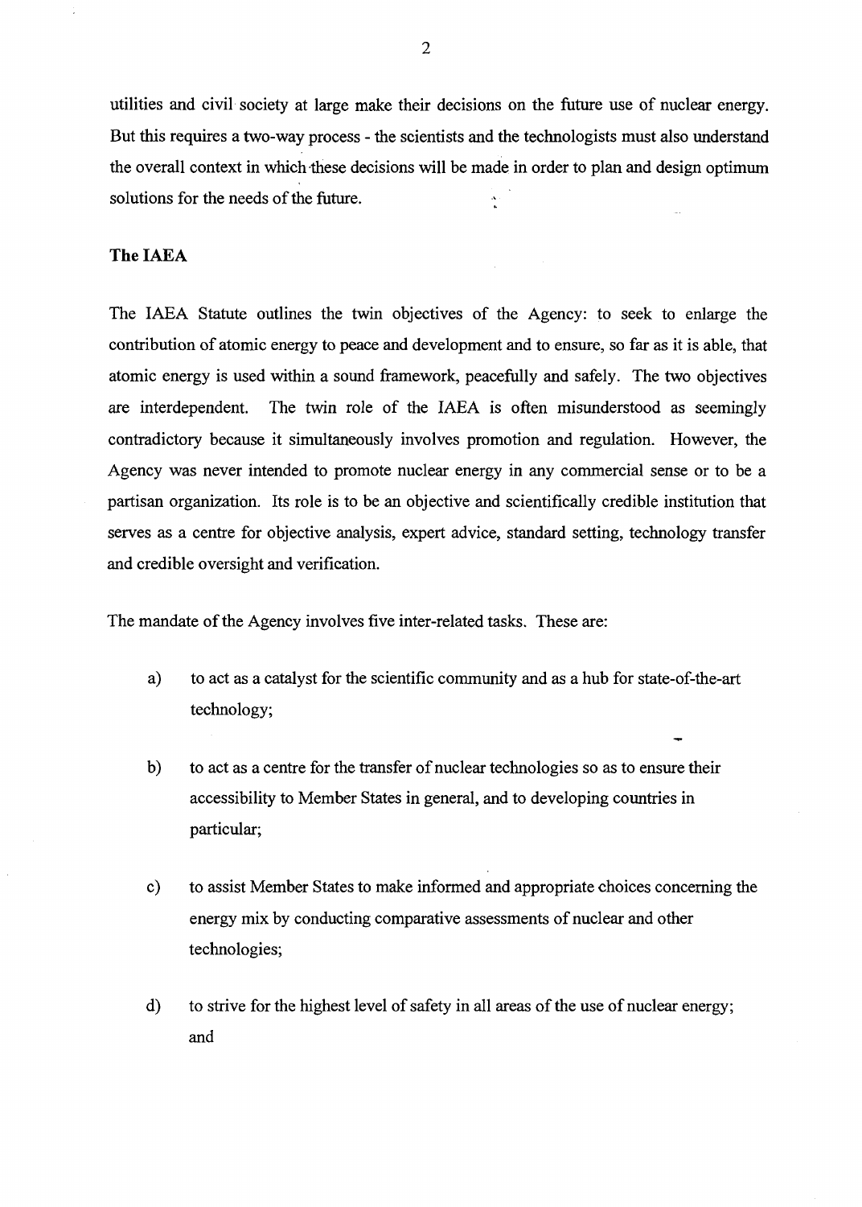utilities and civil society at large make their decisions on the future use of nuclear energy. But this requires a two-way process - the scientists and the technologists must also understand the overall context in which these decisions will be made in order to plan and design optimum solutions for the needs of the future.

## The IAEA

The IAEA Statute outlines the twin objectives of the Agency: to seek to enlarge the contribution of atomic energy to peace and development and to ensure, so far as it is able, that atomic energy is used within a sound framework, peacefully and safely. The two objectives are interdependent. The twin role of the IAEA is often misunderstood as seemingly contradictory because it simultaneously involves promotion and regulation. However, the Agency was never intended to promote nuclear energy in any commercial sense or to be a partisan organization. Its role is to be an objective and scientifically credible institution that serves as a centre for objective analysis, expert advice, standard setting, technology transfer and credible oversight and verification.

The mandate of the Agency involves five inter-related tasks. These are:

a) to act as a catalyst for the scientific community and as a hub for state-of-the-art technology;

b) to act as a centre for the transfer of nuclear technologies so as to ensure their accessibility to Member States in general, and to developing countries in particular;

c) to assist Member States to make informed and appropriate choices concerning the energy mix by conducting comparative assessments of nuclear and other technologies;

d) to strive for the highest level of safety in all areas of the use of nuclear energy; and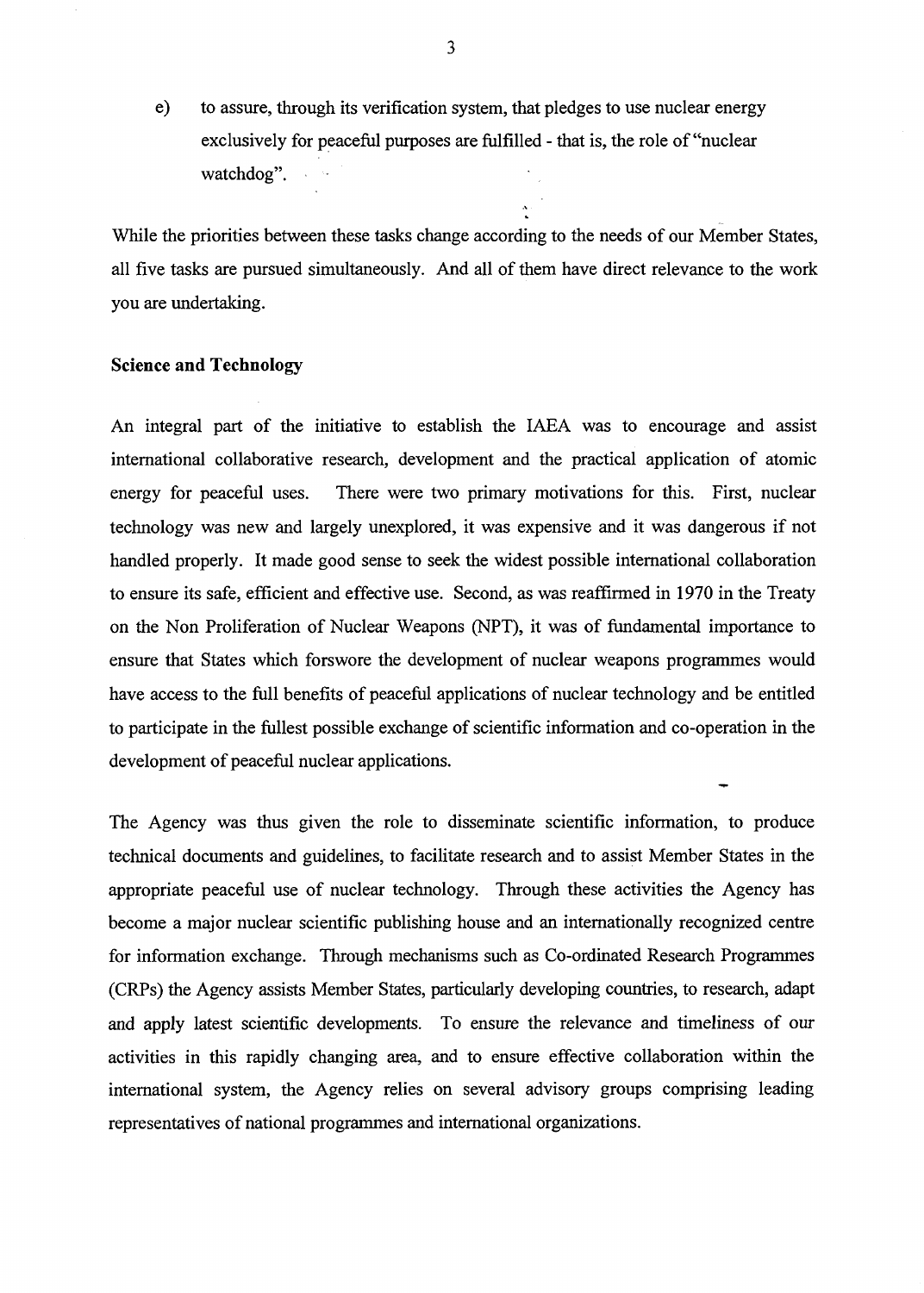e) to assure, through its verification system, that pledges to use nuclear energy exclusively for peaceful purposes are fulfilled - that is, the role of "nuclear watchdog".

While the priorities between these tasks change according to the needs of our Member States, all five tasks are pursued simultaneously. And all of them have direct relevance to the work you are undertaking.

**Science and Technology**

An integral part of the initiative to establish the IAEA was to encourage and assist international collaborative research, development and the practical application of atomic energy for peaceful uses. There were two primary motivations for this. First, nuclear technology was new and largely unexplored, it was expensive and it was dangerous if not handled properly. It made good sense to seek the widest possible international collaboration to ensure its safe, efficient and effective use. Second, as was reaffirmed in 1970 in the Treaty on the Non Proliferation of Nuclear Weapons (NPT), it was of fundamental importance to ensure that States which forswore the development of nuclear weapons programmes would have access to the full benefits of peaceful applications of nuclear technology and be entitled to participate in the fullest possible exchange of scientific information and co-operation in the development of peaceful nuclear applications.

The Agency was thus given the role to disseminate scientific information, to produce technical documents and guidelines, to facilitate research and to assist Member States in the appropriate peaceful use of nuclear technology. Through these activities the Agency has become a major nuclear scientific publishing house and an internationally recognized centre for information exchange. Through mechanisms such as Co-ordinated Research Programmes (CRPs) the Agency assists Member States, particularly developing countries, to research, adapt and apply latest scientific developments. To ensure the relevance and timeliness of our activities in this rapidly changing area, and to ensure effective collaboration within the international system, the Agency relies on several advisory groups comprising leading representatives of national programmes and international organizations.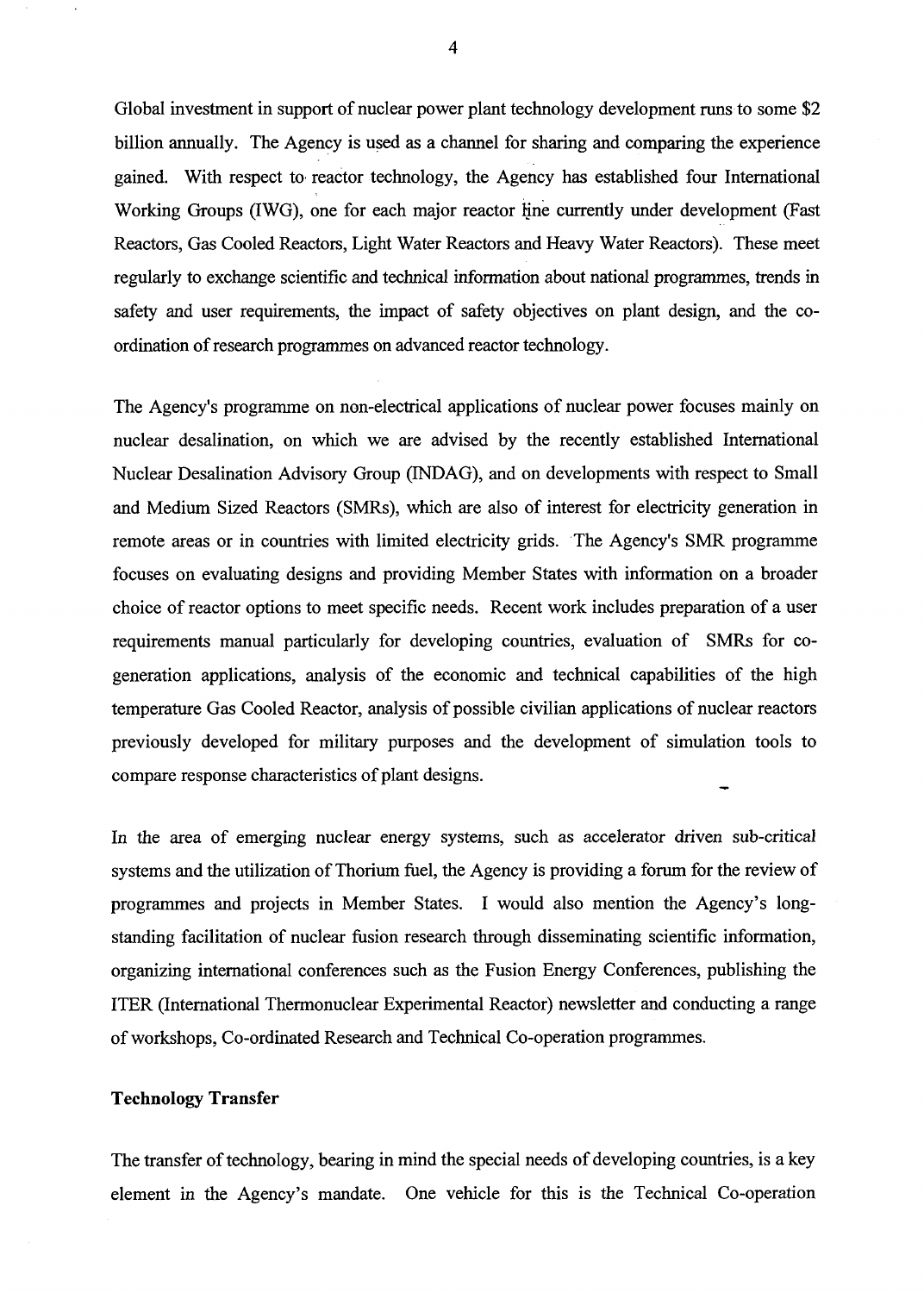Global investment in support of nuclear power plant technology development runs to some $2 billion annually. The Agency is used as a channel for sharing and comparing the experience gained. With respect to reactor technology, the Agency has established four International Working Groups (IWG), one for each major reactor line currently under development (Fast Reactors, Gas Cooled Reactors, Light Water Reactors and Heavy Water Reactors). These meet regularly to exchange scientific and technical information about national programmes, trends in safety and user requirements, the impact of safety objectives on plant design, and the co-ordination of research programmes on advanced reactor technology.

The Agency's programme on non-electrical applications of nuclear power focuses mainly on nuclear desalination, on which we are advised by the recently established International Nuclear Desalination Advisory Group (INDAG), and on developments with respect to Small and Medium Sized Reactors (SMRs), which are also of interest for electricity generation in remote areas or in countries with limited electricity grids. The Agency's SMR programme focuses on evaluating designs and providing Member States with information on a broader choice of reactor options to meet specific needs. Recent work includes preparation of a user requirements manual particularly for developing countries, evaluation of SMRs for co-generation applications, analysis of the economic and technical capabilities of the high temperature Gas Cooled Reactor, analysis of possible civilian applications of nuclear reactors previously developed for military purposes and the development of simulation tools to compare response characteristics of plant designs.

In the area of emerging nuclear energy systems, such as accelerator driven sub-critical systems and the utilization of Thorium fuel, the Agency is providing a forum for the review of programmes and projects in Member States. I would also mention the Agency's long-standing facilitation of nuclear fusion research through disseminating scientific information, organizing international conferences such as the Fusion Energy Conferences, publishing the ITER (International Thermonuclear Experimental Reactor) newsletter and conducting a range of workshops, Co-ordinated Research and Technical Co-operation programmes.

**Technology Transfer**

The transfer of technology, bearing in mind the special needs of developing countries, is a key element in the Agency's mandate. One vehicle for this is the Technical Co-operation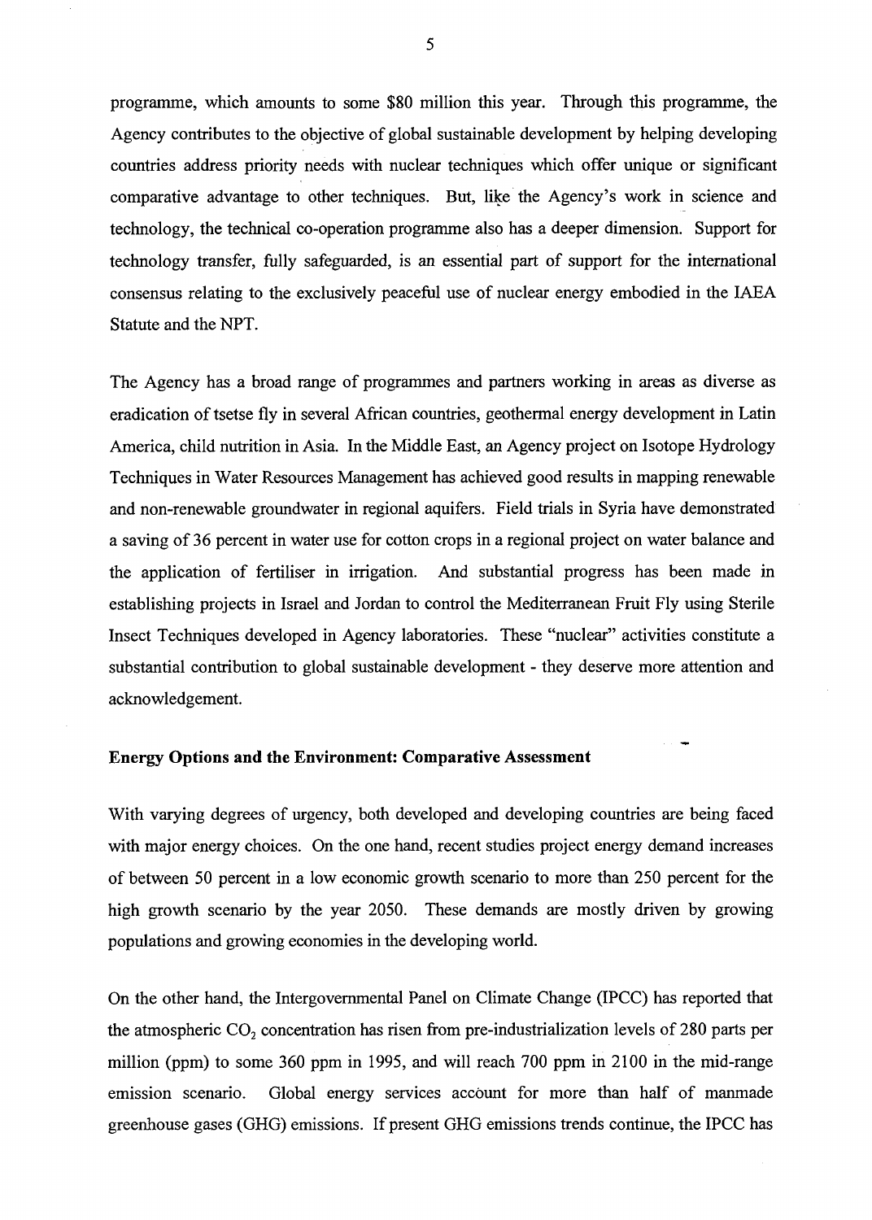programme, which amounts to some \$80 million this year. Through this programme, the Agency contributes to the objective of global sustainable development by helping developing countries address priority needs with nuclear techniques which offer unique or significant comparative advantage to other techniques. But, like the Agency's work in science and technology, the technical co-operation programme also has a deeper dimension. Support for technology transfer, fully safeguarded, is an essential part of support for the international consensus relating to the exclusively peaceful use of nuclear energy embodied in the IAEA Statute and the NPT.

The Agency has a broad range of programmes and partners working in areas as diverse as eradication of tsetse fly in several African countries, geothermal energy development in Latin America, child nutrition in Asia. In the Middle East, an Agency project on Isotope Hydrology Techniques in Water Resources Management has achieved good results in mapping renewable and non-renewable groundwater in regional aquifers. Field trials in Syria have demonstrated a saving of 36 percent in water use for cotton crops in a regional project on water balance and the application of fertiliser in irrigation. And substantial progress has been made in establishing projects in Israel and Jordan to control the Mediterranean Fruit Fly using Sterile Insect Techniques developed in Agency laboratories. These "nuclear" activities constitute a substantial contribution to global sustainable development - they deserve more attention and acknowledgement.

**Energy Options and the Environment: Comparative Assessment**

With varying degrees of urgency, both developed and developing countries are being faced with major energy choices. On the one hand, recent studies project energy demand increases of between 50 percent in a low economic growth scenario to more than 250 percent for the high growth scenario by the year 2050. These demands are mostly driven by growing populations and growing economies in the developing world.

On the other hand, the Intergovernmental Panel on Climate Change (IPCC) has reported that the atmospheric $CO_2$ concentration has risen from pre-industrialization levels of 280 parts per million (ppm) to some 360 ppm in 1995, and will reach 700 ppm in 2100 in the mid-range emission scenario. Global energy services account for more than half of manmade greenhouse gases (GHG) emissions. If present GHG emissions trends continue, the IPCC has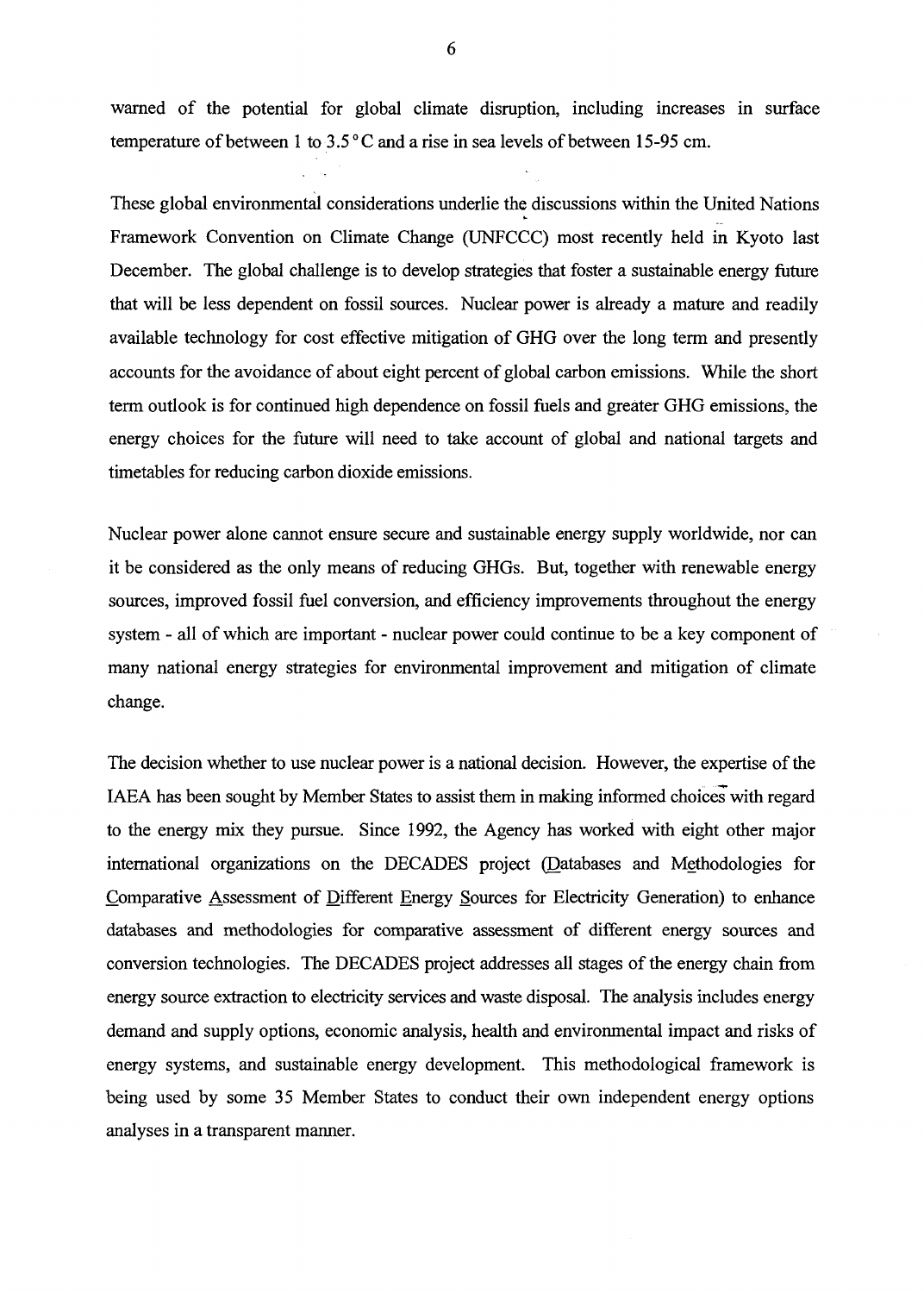warned of the potential for global climate disruption, including increases in surface temperature of between 1 to 3.5 °C and a rise in sea levels of between 15-95 cm.

These global environmental considerations underlie the discussions within the United Nations Framework Convention on Climate Change (UNFCCC) most recently held in Kyoto last December. The global challenge is to develop strategies that foster a sustainable energy future that will be less dependent on fossil sources. Nuclear power is already a mature and readily available technology for cost effective mitigation of GHG over the long term and presently accounts for the avoidance of about eight percent of global carbon emissions. While the short term outlook is for continued high dependence on fossil fuels and greater GHG emissions, the energy choices for the future will need to take account of global and national targets and timetables for reducing carbon dioxide emissions.

Nuclear power alone cannot ensure secure and sustainable energy supply worldwide, nor can it be considered as the only means of reducing GHGs. But, together with renewable energy sources, improved fossil fuel conversion, and efficiency improvements throughout the energy system - all of which are important - nuclear power could continue to be a key component of many national energy strategies for environmental improvement and mitigation of climate change.

The decision whether to use nuclear power is a national decision. However, the expertise of the IAEA has been sought by Member States to assist them in making informed choices with regard to the energy mix they pursue. Since 1992, the Agency has worked with eight other major international organizations on the DECADES project (Databases and Methodologies for Comparative Assessment of Different Energy Sources for Electricity Generation) to enhance databases and methodologies for comparative assessment of different energy sources and conversion technologies. The DECADES project addresses all stages of the energy chain from energy source extraction to electricity services and waste disposal. The analysis includes energy demand and supply options, economic analysis, health and environmental impact and risks of energy systems, and sustainable energy development. This methodological framework is being used by some 35 Member States to conduct their own independent energy options analyses in a transparent manner.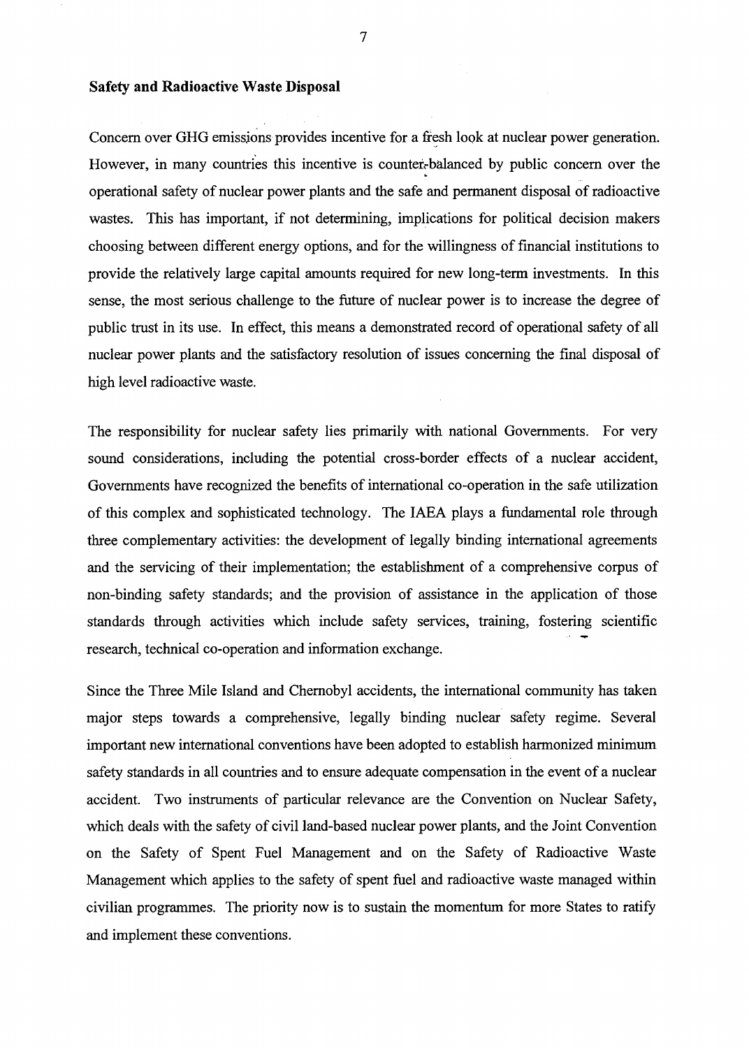### Safety and Radioactive Waste Disposal

Concern over GHG emissions provides incentive for a fresh look at nuclear power generation. However, in many countries this incentive is counter-balanced by public concern over the operational safety of nuclear power plants and the safe and permanent disposal of radioactive wastes. This has important, if not determining, implications for political decision makers choosing between different energy options, and for the willingness of financial institutions to provide the relatively large capital amounts required for new long-term investments. In this sense, the most serious challenge to the future of nuclear power is to increase the degree of public trust in its use. In effect, this means a demonstrated record of operational safety of all nuclear power plants and the satisfactory resolution of issues concerning the final disposal of high level radioactive waste.

The responsibility for nuclear safety lies primarily with national Governments. For very sound considerations, including the potential cross-border effects of a nuclear accident, Governments have recognized the benefits of international co-operation in the safe utilization of this complex and sophisticated technology. The IAEA plays a fundamental role through three complementary activities: the development of legally binding international agreements and the servicing of their implementation; the establishment of a comprehensive corpus of non-binding safety standards; and the provision of assistance in the application of those standards through activities which include safety services, training, fostering scientific research, technical co-operation and information exchange.

Since the Three Mile Island and Chernobyl accidents, the international community has taken major steps towards a comprehensive, legally binding nuclear safety regime. Several important new international conventions have been adopted to establish harmonized minimum safety standards in all countries and to ensure adequate compensation in the event of a nuclear accident. Two instruments of particular relevance are the Convention on Nuclear Safety, which deals with the safety of civil land-based nuclear power plants, and the Joint Convention on the Safety of Spent Fuel Management and on the Safety of Radioactive Waste Management which applies to the safety of spent fuel and radioactive waste managed within civilian programmes. The priority now is to sustain the momentum for more States to ratify and implement these conventions.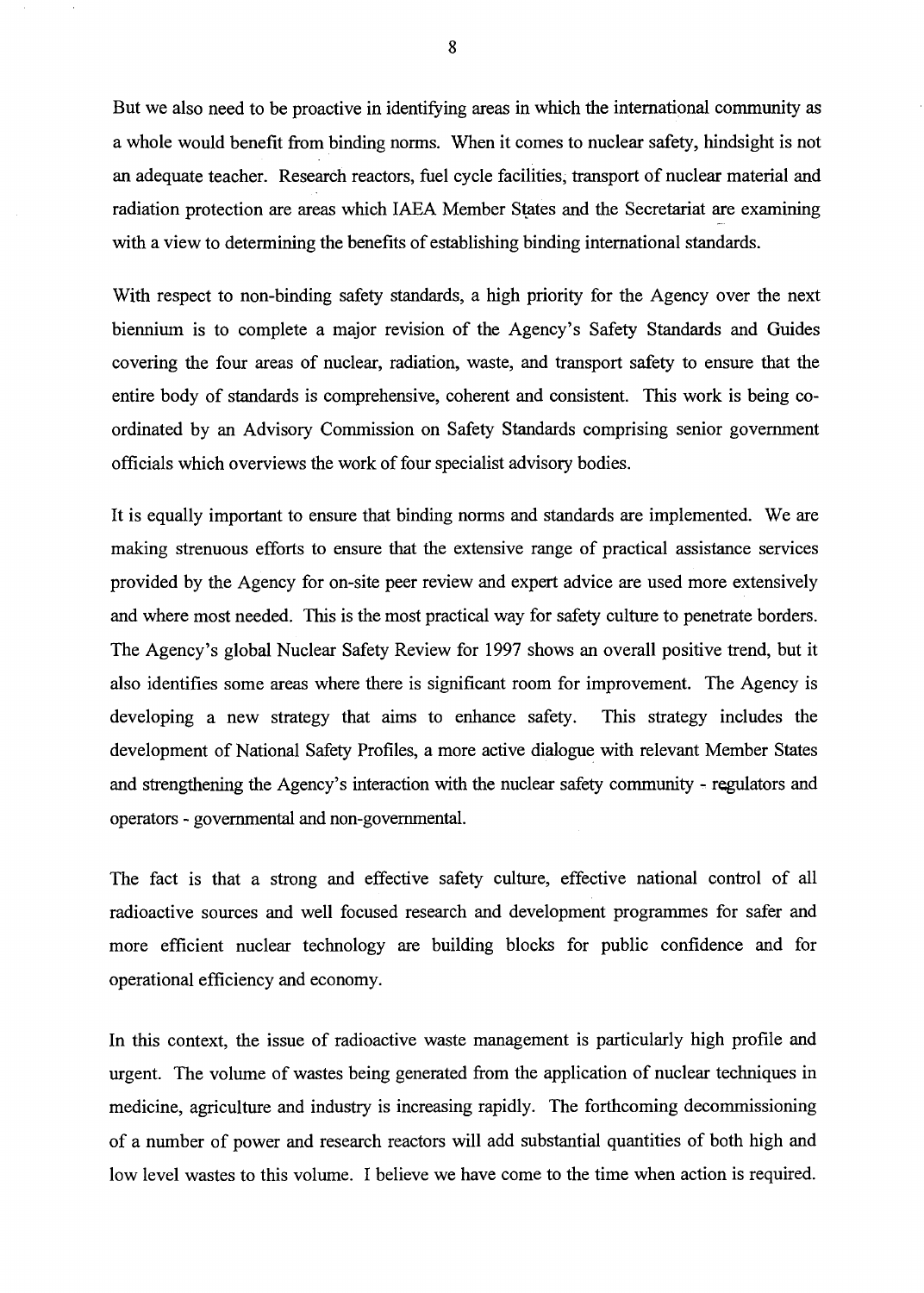But we also need to be proactive in identifying areas in which the international community as a whole would benefit from binding norms. When it comes to nuclear safety, hindsight is not an adequate teacher. Research reactors, fuel cycle facilities, transport of nuclear material and radiation protection are areas which IAEA Member States and the Secretariat are examining with a view to determining the benefits of establishing binding international standards.

With respect to non-binding safety standards, a high priority for the Agency over the next biennium is to complete a major revision of the Agency's Safety Standards and Guides covering the four areas of nuclear, radiation, waste, and transport safety to ensure that the entire body of standards is comprehensive, coherent and consistent. This work is being co-ordinated by an Advisory Commission on Safety Standards comprising senior government officials which overviews the work of four specialist advisory bodies.

It is equally important to ensure that binding norms and standards are implemented. We are making strenuous efforts to ensure that the extensive range of practical assistance services provided by the Agency for on-site peer review and expert advice are used more extensively and where most needed. This is the most practical way for safety culture to penetrate borders. The Agency's global Nuclear Safety Review for 1997 shows an overall positive trend, but it also identifies some areas where there is significant room for improvement. The Agency is developing a new strategy that aims to enhance safety. This strategy includes the development of National Safety Profiles, a more active dialogue with relevant Member States and strengthening the Agency's interaction with the nuclear safety community - regulators and operators - governmental and non-governmental.

The fact is that a strong and effective safety culture, effective national control of all radioactive sources and well focused research and development programmes for safer and more efficient nuclear technology are building blocks for public confidence and for operational efficiency and economy.

In this context, the issue of radioactive waste management is particularly high profile and urgent. The volume of wastes being generated from the application of nuclear techniques in medicine, agriculture and industry is increasing rapidly. The forthcoming decommissioning of a number of power and research reactors will add substantial quantities of both high and low level wastes to this volume. I believe we have come to the time when action is required.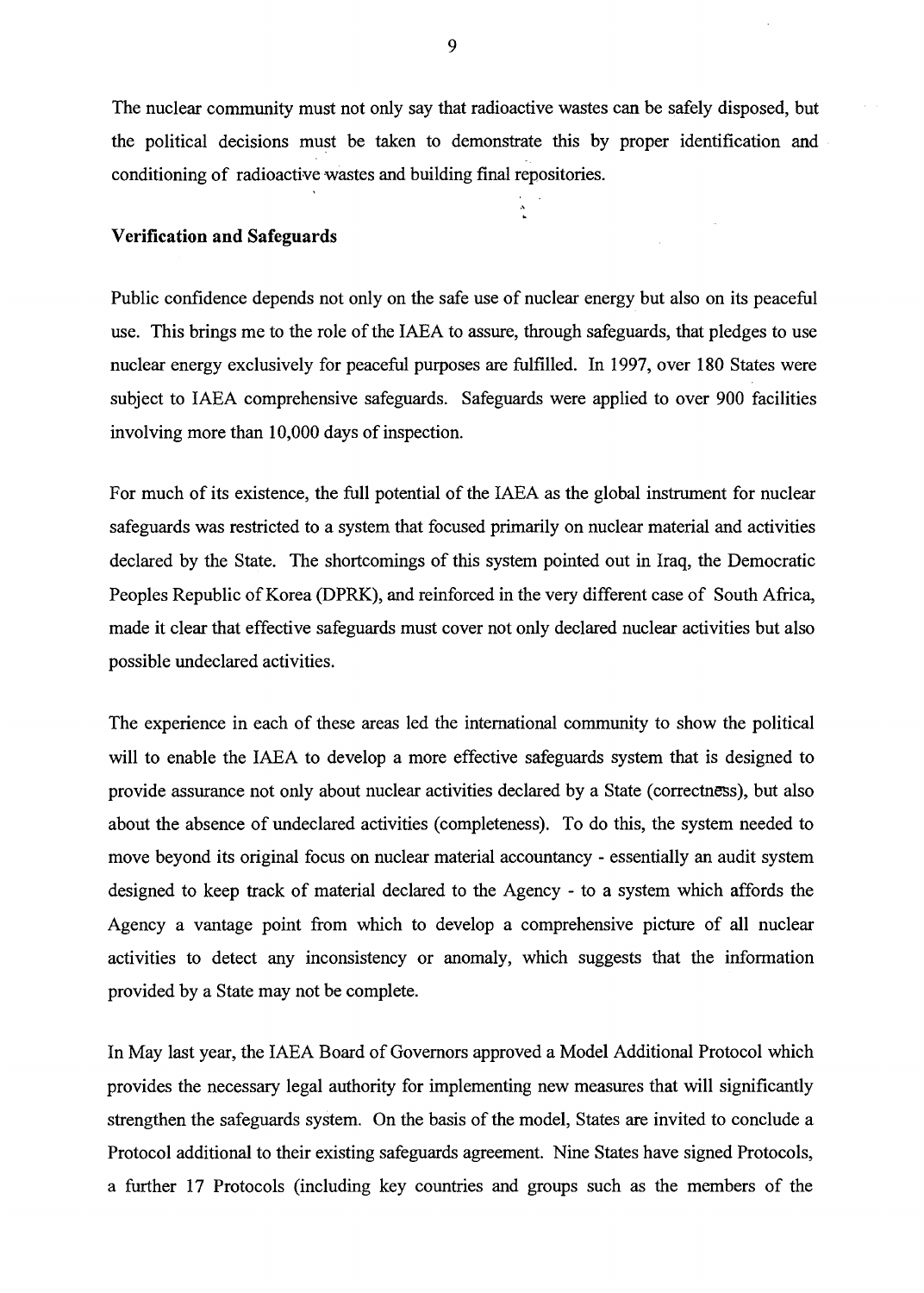The nuclear community must not only say that radioactive wastes can be safely disposed, but the political decisions must be taken to demonstrate this by proper identification and conditioning of radioactive wastes and building final repositories.

**Verification and Safeguards**

Public confidence depends not only on the safe use of nuclear energy but also on its peaceful use. This brings me to the role of the IAEA to assure, through safeguards, that pledges to use nuclear energy exclusively for peaceful purposes are fulfilled. In 1997, over 180 States were subject to IAEA comprehensive safeguards. Safeguards were applied to over 900 facilities involving more than 10,000 days of inspection.

For much of its existence, the full potential of the IAEA as the global instrument for nuclear safeguards was restricted to a system that focused primarily on nuclear material and activities declared by the State. The shortcomings of this system pointed out in Iraq, the Democratic Peoples Republic of Korea (DPRK), and reinforced in the very different case of South Africa, made it clear that effective safeguards must cover not only declared nuclear activities but also possible undeclared activities.

The experience in each of these areas led the international community to show the political will to enable the IAEA to develop a more effective safeguards system that is designed to provide assurance not only about nuclear activities declared by a State (correctness), but also about the absence of undeclared activities (completeness). To do this, the system needed to move beyond its original focus on nuclear material accountancy - essentially an audit system designed to keep track of material declared to the Agency - to a system which affords the Agency a vantage point from which to develop a comprehensive picture of all nuclear activities to detect any inconsistency or anomaly, which suggests that the information provided by a State may not be complete.

In May last year, the IAEA Board of Governors approved a Model Additional Protocol which provides the necessary legal authority for implementing new measures that will significantly strengthen the safeguards system. On the basis of the model, States are invited to conclude a Protocol additional to their existing safeguards agreement. Nine States have signed Protocols, a further 17 Protocols (including key countries and groups such as the members of the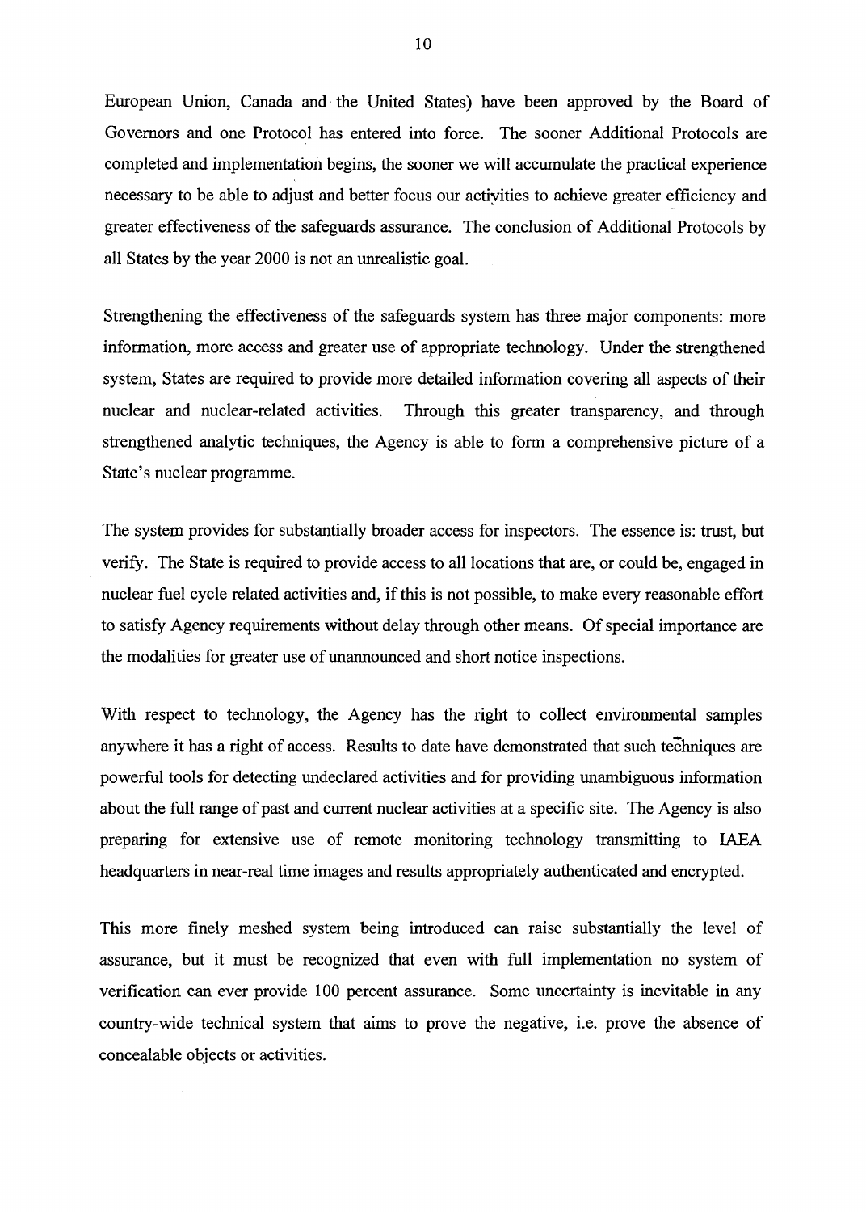European Union, Canada and the United States) have been approved by the Board of Governors and one Protocol has entered into force. The sooner Additional Protocols are completed and implementation begins, the sooner we will accumulate the practical experience necessary to be able to adjust and better focus our activities to achieve greater efficiency and greater effectiveness of the safeguards assurance. The conclusion of Additional Protocols by all States by the year 2000 is not an unrealistic goal.

Strengthening the effectiveness of the safeguards system has three major components: more information, more access and greater use of appropriate technology. Under the strengthened system, States are required to provide more detailed information covering all aspects of their nuclear and nuclear-related activities. Through this greater transparency, and through strengthened analytic techniques, the Agency is able to form a comprehensive picture of a State's nuclear programme.

The system provides for substantially broader access for inspectors. The essence is: trust, but verify. The State is required to provide access to all locations that are, or could be, engaged in nuclear fuel cycle related activities and, if this is not possible, to make every reasonable effort to satisfy Agency requirements without delay through other means. Of special importance are the modalities for greater use of unannounced and short notice inspections.

With respect to technology, the Agency has the right to collect environmental samples anywhere it has a right of access. Results to date have demonstrated that such techniques are powerful tools for detecting undeclared activities and for providing unambiguous information about the full range of past and current nuclear activities at a specific site. The Agency is also preparing for extensive use of remote monitoring technology transmitting to IAEA headquarters in near-real time images and results appropriately authenticated and encrypted.

This more finely meshed system being introduced can raise substantially the level of assurance, but it must be recognized that even with full implementation no system of verification can ever provide 100 percent assurance. Some uncertainty is inevitable in any country-wide technical system that aims to prove the negative, i.e. prove the absence of concealable objects or activities.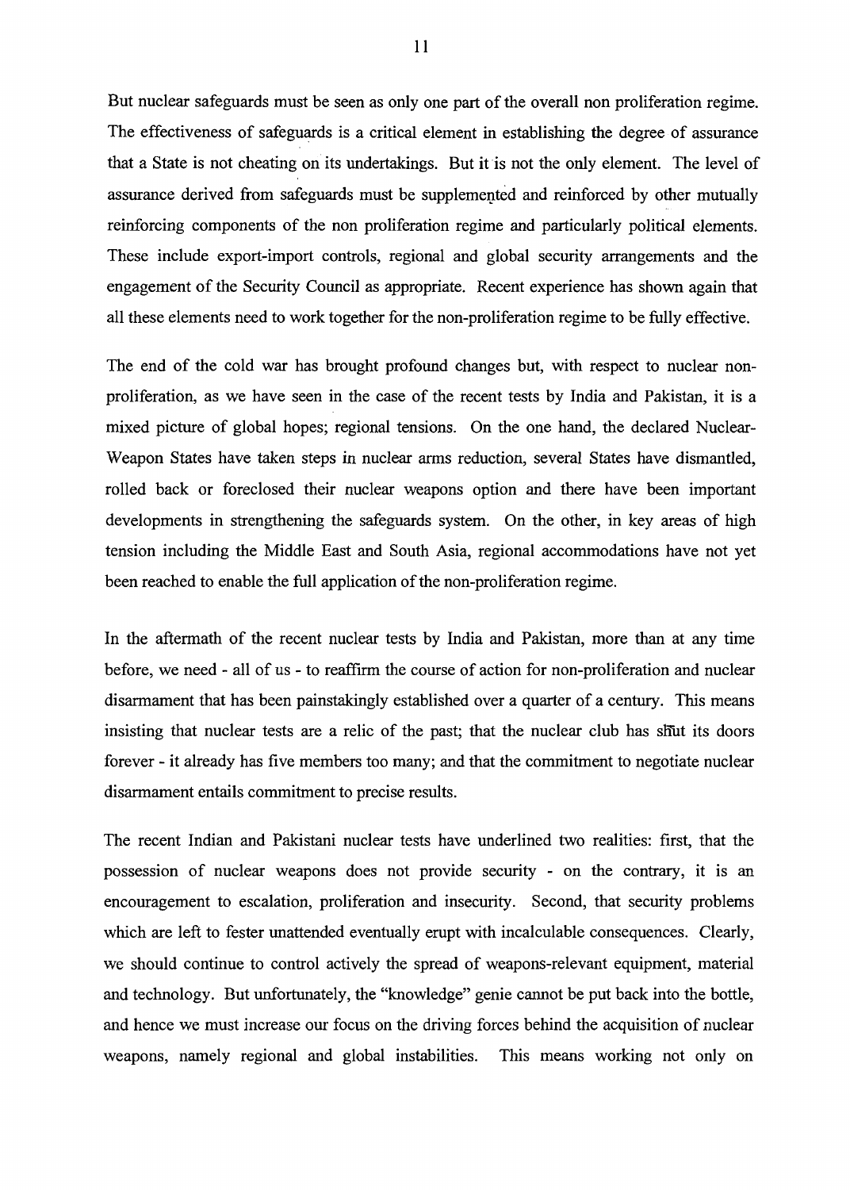But nuclear safeguards must be seen as only one part of the overall non proliferation regime. The effectiveness of safeguards is a critical element in establishing the degree of assurance that a State is not cheating on its undertakings. But it is not the only element. The level of assurance derived from safeguards must be supplemented and reinforced by other mutually reinforcing components of the non proliferation regime and particularly political elements. These include export-import controls, regional and global security arrangements and the engagement of the Security Council as appropriate. Recent experience has shown again that all these elements need to work together for the non-proliferation regime to be fully effective.

The end of the cold war has brought profound changes but, with respect to nuclear non-proliferation, as we have seen in the case of the recent tests by India and Pakistan, it is a mixed picture of global hopes; regional tensions. On the one hand, the declared Nuclear-Weapon States have taken steps in nuclear arms reduction, several States have dismantled, rolled back or foreclosed their nuclear weapons option and there have been important developments in strengthening the safeguards system. On the other, in key areas of high tension including the Middle East and South Asia, regional accommodations have not yet been reached to enable the full application of the non-proliferation regime.

In the aftermath of the recent nuclear tests by India and Pakistan, more than at any time before, we need - all of us - to reaffirm the course of action for non-proliferation and nuclear disarmament that has been painstakingly established over a quarter of a century. This means insisting that nuclear tests are a relic of the past; that the nuclear club has shut its doors forever - it already has five members too many; and that the commitment to negotiate nuclear disarmament entails commitment to precise results.

The recent Indian and Pakistani nuclear tests have underlined two realities: first, that the possession of nuclear weapons does not provide security - on the contrary, it is an encouragement to escalation, proliferation and insecurity. Second, that security problems which are left to fester unattended eventually erupt with incalculable consequences. Clearly, we should continue to control actively the spread of weapons-relevant equipment, material and technology. But unfortunately, the "knowledge" genie cannot be put back into the bottle, and hence we must increase our focus on the driving forces behind the acquisition of nuclear weapons, namely regional and global instabilities. This means working not only on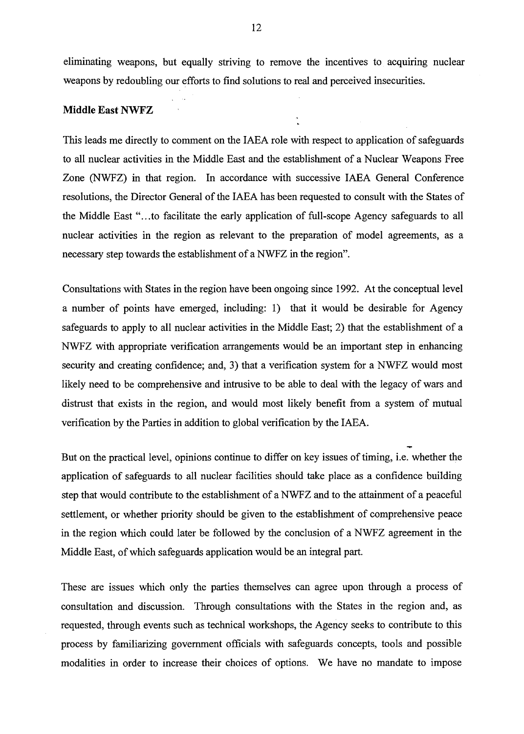eliminating weapons, but equally striving to remove the incentives to acquiring nuclear weapons by redoubling our efforts to find solutions to real and perceived insecurities.

**Middle East NWFZ**

This leads me directly to comment on the IAEA role with respect to application of safeguards to all nuclear activities in the Middle East and the establishment of a Nuclear Weapons Free Zone (NWFZ) in that region. In accordance with successive IAEA General Conference resolutions, the Director General of the IAEA has been requested to consult with the States of the Middle East "...to facilitate the early application of full-scope Agency safeguards to all nuclear activities in the region as relevant to the preparation of model agreements, as a necessary step towards the establishment of a NWFZ in the region".

Consultations with States in the region have been ongoing since 1992. At the conceptual level a number of points have emerged, including: 1) that it would be desirable for Agency safeguards to apply to all nuclear activities in the Middle East; 2) that the establishment of a NWFZ with appropriate verification arrangements would be an important step in enhancing security and creating confidence; and, 3) that a verification system for a NWFZ would most likely need to be comprehensive and intrusive to be able to deal with the legacy of wars and distrust that exists in the region, and would most likely benefit from a system of mutual verification by the Parties in addition to global verification by the IAEA.

But on the practical level, opinions continue to differ on key issues of timing, i.e. whether the application of safeguards to all nuclear facilities should take place as a confidence building step that would contribute to the establishment of a NWFZ and to the attainment of a peaceful settlement, or whether priority should be given to the establishment of comprehensive peace in the region which could later be followed by the conclusion of a NWFZ agreement in the Middle East, of which safeguards application would be an integral part.

These are issues which only the parties themselves can agree upon through a process of consultation and discussion. Through consultations with the States in the region and, as requested, through events such as technical workshops, the Agency seeks to contribute to this process by familiarizing government officials with safeguards concepts, tools and possible modalities in order to increase their choices of options. We have no mandate to impose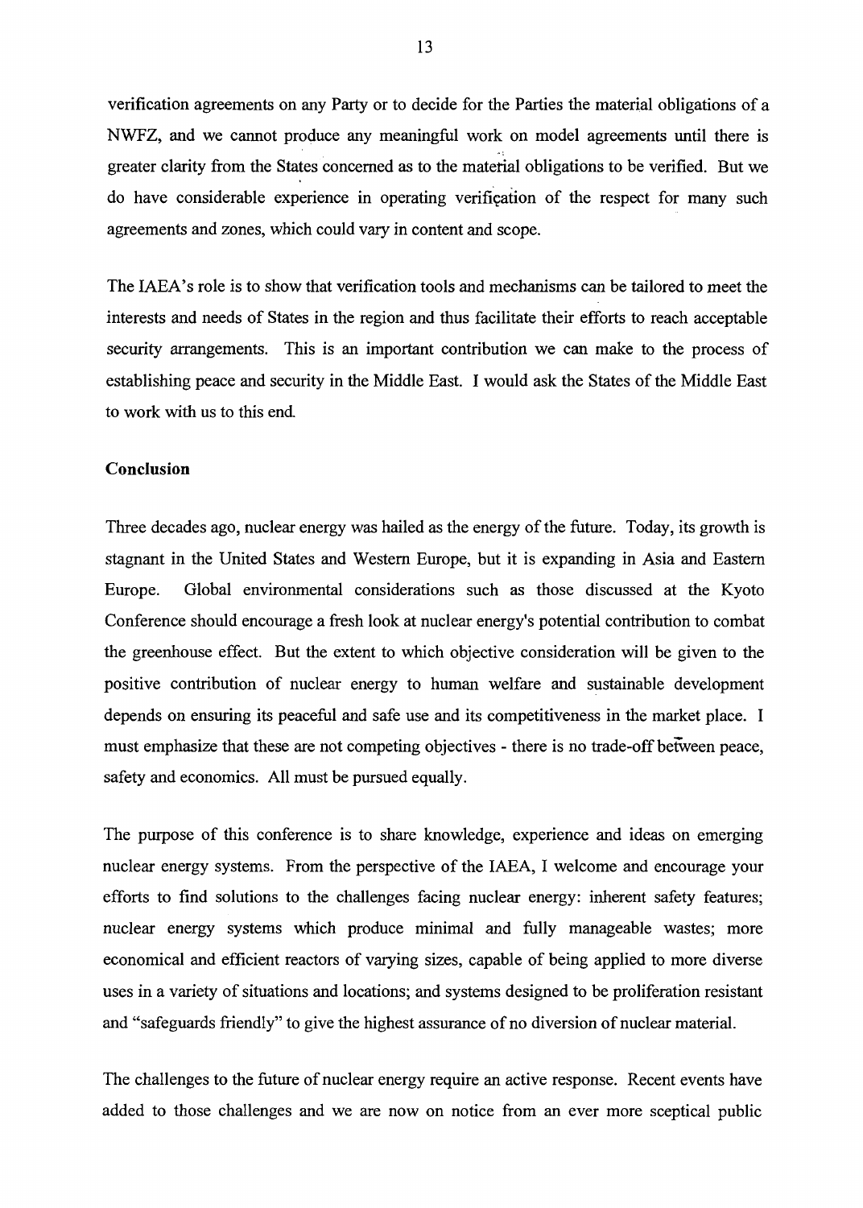verification agreements on any Party or to decide for the Parties the material obligations of a NWFZ, and we cannot produce any meaningful work on model agreements until there is greater clarity from the States concerned as to the material obligations to be verified. But we do have considerable experience in operating verification of the respect for many such agreements and zones, which could vary in content and scope.

The IAEA's role is to show that verification tools and mechanisms can be tailored to meet the interests and needs of States in the region and thus facilitate their efforts to reach acceptable security arrangements. This is an important contribution we can make to the process of establishing peace and security in the Middle East. I would ask the States of the Middle East to work with us to this end.

**Conclusion**

Three decades ago, nuclear energy was hailed as the energy of the future. Today, its growth is stagnant in the United States and Western Europe, but it is expanding in Asia and Eastern Europe. Global environmental considerations such as those discussed at the Kyoto Conference should encourage a fresh look at nuclear energy's potential contribution to combat the greenhouse effect. But the extent to which objective consideration will be given to the positive contribution of nuclear energy to human welfare and sustainable development depends on ensuring its peaceful and safe use and its competitiveness in the market place. I must emphasize that these are not competing objectives - there is no trade-off between peace, safety and economics. All must be pursued equally.

The purpose of this conference is to share knowledge, experience and ideas on emerging nuclear energy systems. From the perspective of the IAEA, I welcome and encourage your efforts to find solutions to the challenges facing nuclear energy: inherent safety features; nuclear energy systems which produce minimal and fully manageable wastes; more economical and efficient reactors of varying sizes, capable of being applied to more diverse uses in a variety of situations and locations; and systems designed to be proliferation resistant and "safeguards friendly" to give the highest assurance of no diversion of nuclear material.

The challenges to the future of nuclear energy require an active response. Recent events have added to those challenges and we are now on notice from an ever more sceptical public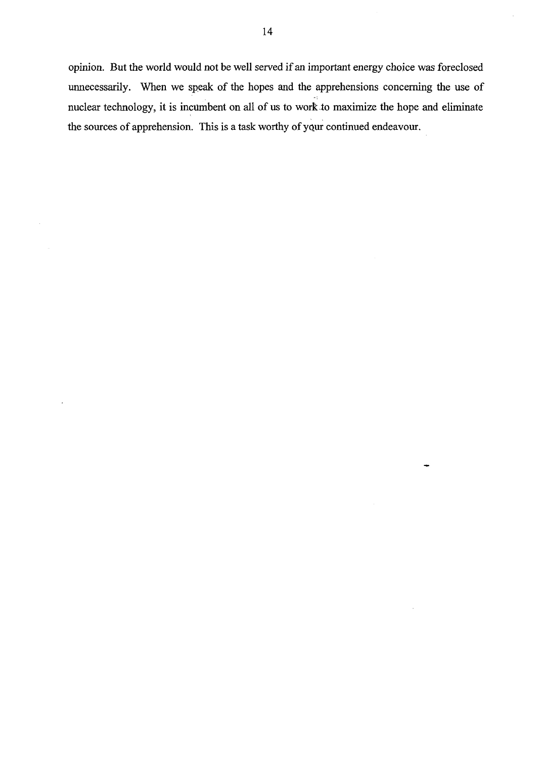opinion. But the world would not be well served if an important energy choice was foreclosed unnecessarily. When we speak of the hopes and the apprehensions concerning the use of nuclear technology, it is incumbent on all of us to work to maximize the hope and eliminate the sources of apprehension. This is a task worthy of your continued endeavour.